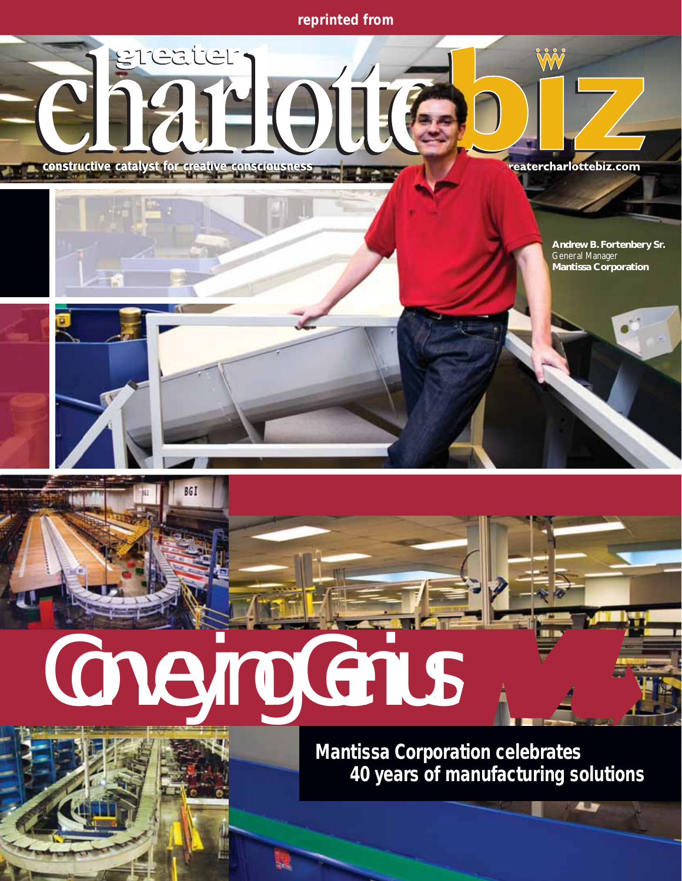reprinted from

# greater charlotte biz

constructive catalyst for creative consciousness

www.greatercharlottebiz.com

**Andrew B. Fortenbery Sr.**
General Manager
**Mantissa Corporation**

# Conveying Genius

**Mantissa Corporation celebrates 40 years of manufacturing solutions**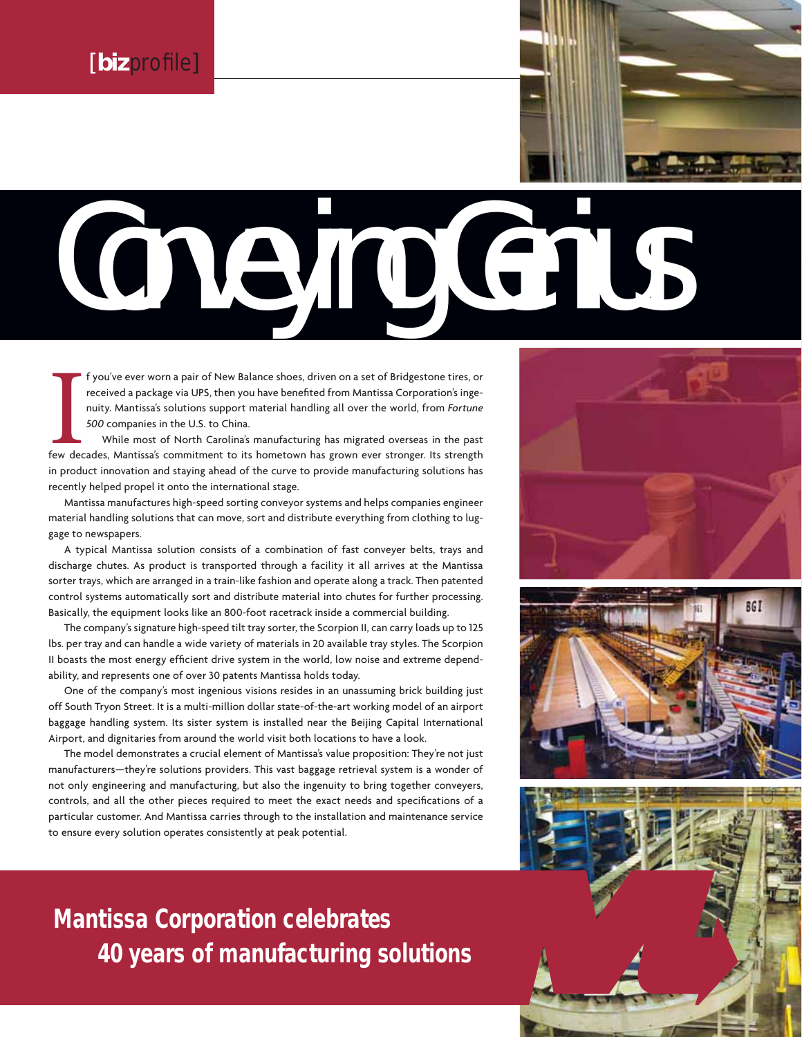[bizprofile]

# Conveying Genius

If you've ever worn a pair of New Balance shoes, driven on a set of Bridgestone tires, or received a package via UPS, then you have benefited from Mantissa Corporation's ingenuity. Mantissa's solutions support material handling all over the world, from *Fortune 500* companies in the U.S. to China.

While most of North Carolina's manufacturing has migrated overseas in the past few decades, Mantissa's commitment to its hometown has grown ever stronger. Its strength in product innovation and staying ahead of the curve to provide manufacturing solutions has recently helped propel it onto the international stage.

Mantissa manufactures high-speed sorting conveyor systems and helps companies engineer material handling solutions that can move, sort and distribute everything from clothing to luggage to newspapers.

A typical Mantissa solution consists of a combination of fast conveyer belts, trays and discharge chutes. As product is transported through a facility it all arrives at the Mantissa sorter trays, which are arranged in a train-like fashion and operate along a track. Then patented control systems automatically sort and distribute material into chutes for further processing. Basically, the equipment looks like an 800-foot racetrack inside a commercial building.

The company's signature high-speed tilt tray sorter, the Scorpion II, can carry loads up to 125 lbs. per tray and can handle a wide variety of materials in 20 available tray styles. The Scorpion II boasts the most energy efficient drive system in the world, low noise and extreme dependability, and represents one of over 30 patents Mantissa holds today.

One of the company's most ingenious visions resides in an unassuming brick building just off South Tryon Street. It is a multi-million dollar state-of-the-art working model of an airport baggage handling system. Its sister system is installed near the Beijing Capital International Airport, and dignitaries from around the world visit both locations to have a look.

The model demonstrates a crucial element of Mantissa's value proposition: They're not just manufacturers—they're solutions providers. This vast baggage retrieval system is a wonder of not only engineering and manufacturing, but also the ingenuity to bring together conveyers, controls, and all the other pieces required to meet the exact needs and specifications of a particular customer. And Mantissa carries through to the installation and maintenance service to ensure every solution operates consistently at peak potential.

## Mantissa Corporation celebrates 40 years of manufacturing solutions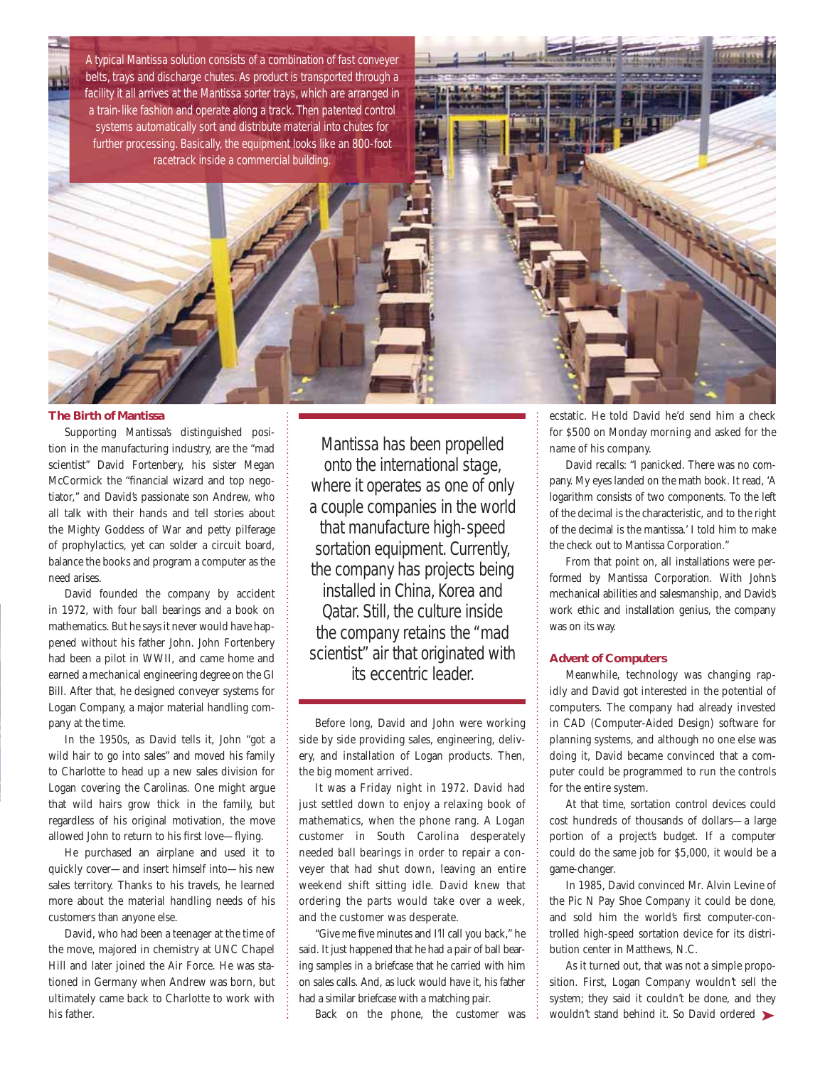A typical Mantissa solution consists of a combination of fast conveyer belts, trays and discharge chutes. As product is transported through a facility it all arrives at the Mantissa sorter trays, which are arranged in a train-like fashion and operate along a track. Then patented control systems automatically sort and distribute material into chutes for further processing. Basically, the equipment looks like an 800-foot racetrack inside a commercial building.

### The Birth of Mantissa

Supporting Mantissa's distinguished position in the manufacturing industry, are the "mad scientist" David Fortenbery, his sister Megan McCormick the "financial wizard and top negotiator," and David's passionate son Andrew, who all talk with their hands and tell stories about the Mighty Goddess of War and petty pilferage of prophylactics, yet can solder a circuit board, balance the books and program a computer as the need arises.

David founded the company by accident in 1972, with four ball bearings and a book on mathematics. But he says it never would have happened without his father John. John Fortenbery had been a pilot in WWII, and came home and earned a mechanical engineering degree on the GI Bill. After that, he designed conveyer systems for Logan Company, a major material handling company at the time.

In the 1950s, as David tells it, John "got a wild hair to go into sales" and moved his family to Charlotte to head up a new sales division for Logan covering the Carolinas. One might argue that wild hairs grow thick in the family, but regardless of his original motivation, the move allowed John to return to his first love—flying.

He purchased an airplane and used it to quickly cover—and insert himself into—his new sales territory. Thanks to his travels, he learned more about the material handling needs of his customers than anyone else.

David, who had been a teenager at the time of the move, majored in chemistry at UNC Chapel Hill and later joined the Air Force. He was stationed in Germany when Andrew was born, but ultimately came back to Charlotte to work with his father.

> Mantissa has been propelled onto the international stage, where it operates as one of only a couple companies in the world that manufacture high-speed sortation equipment. Currently, the company has projects being installed in China, Korea and Qatar. Still, the culture inside the company retains the "mad scientist" air that originated with its eccentric leader.

Before long, David and John were working side by side providing sales, engineering, delivery, and installation of Logan products. Then, the big moment arrived.

It was a Friday night in 1972. David had just settled down to enjoy a relaxing book of mathematics, when the phone rang. A Logan customer in South Carolina desperately needed ball bearings in order to repair a conveyer that had shut down, leaving an entire weekend shift sitting idle. David knew that ordering the parts would take over a week, and the customer was desperate.

"Give me five minutes and I'll call you back," he said. It just happened that he had a pair of ball bearing samples in a briefcase that he carried with him on sales calls. And, as luck would have it, his father had a similar briefcase with a matching pair.

Back on the phone, the customer was ecstatic. He told David he'd send him a check for $500 on Monday morning and asked for the name of his company.

David recalls: "I panicked. There was no company. My eyes landed on the math book. It read, 'A logarithm consists of two components. To the left of the decimal is the characteristic, and to the right of the decimal is the mantissa.' I told him to make the check out to Mantissa Corporation."

From that point on, all installations were performed by Mantissa Corporation. With John's mechanical abilities and salesmanship, and David's work ethic and installation genius, the company was on its way.

### Advent of Computers

Meanwhile, technology was changing rapidly and David got interested in the potential of computers. The company had already invested in CAD (Computer-Aided Design) software for planning systems, and although no one else was doing it, David became convinced that a computer could be programmed to run the controls for the entire system.

At that time, sortation control devices could cost hundreds of thousands of dollars—a large portion of a project's budget. If a computer could do the same job for $5,000, it would be a game-changer.

In 1985, David convinced Mr. Alvin Levine of the Pic N Pay Shoe Company it could be done, and sold him the world's first computer-controlled high-speed sortation device for its distribution center in Matthews, N.C.

As it turned out, that was not a simple proposition. First, Logan Company wouldn't sell the system; they said it couldn't be done, and they wouldn't stand behind it. So David ordered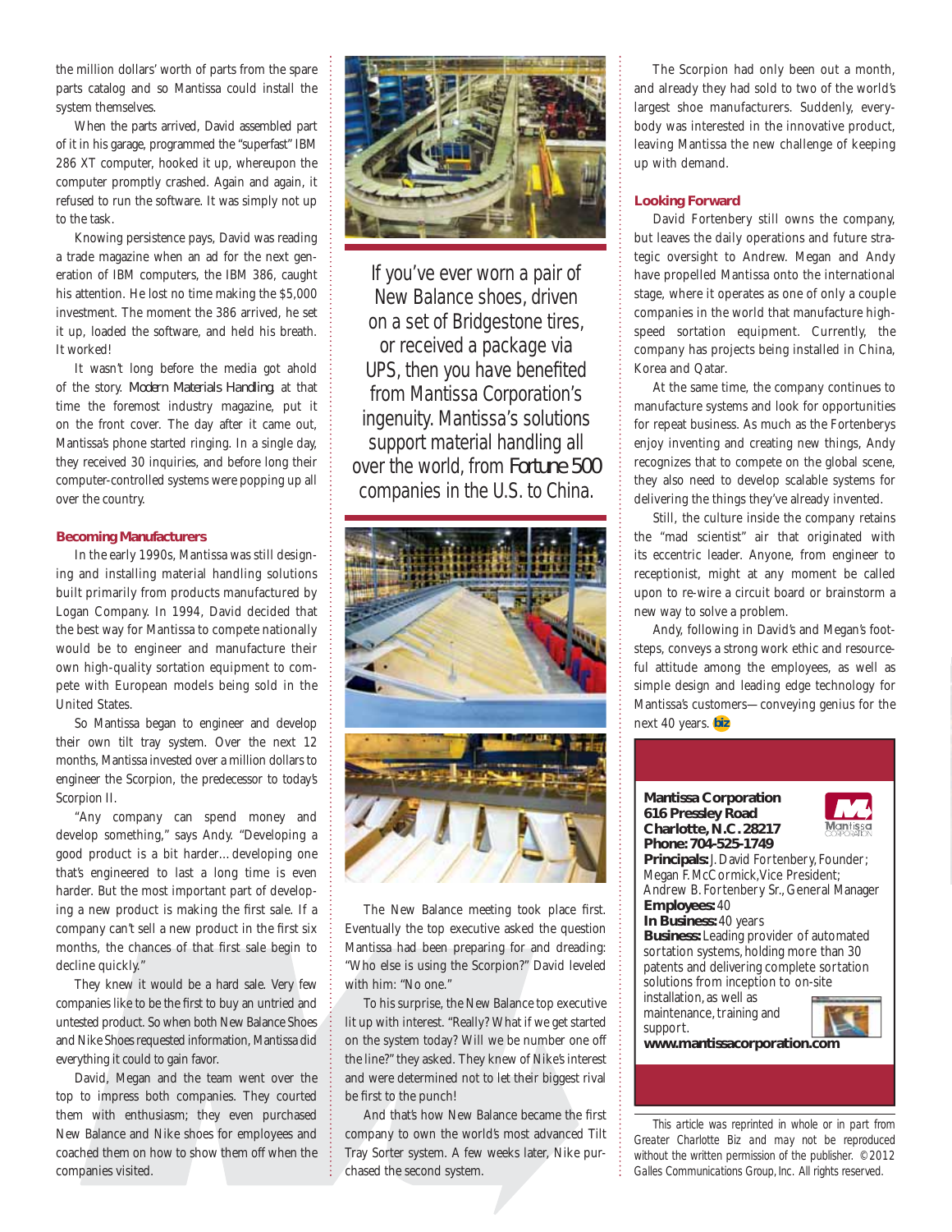the million dollars' worth of parts from the spare parts catalog and so Mantissa could install the system themselves.

When the parts arrived, David assembled part of it in his garage, programmed the "superfast" IBM 286 XT computer, hooked it up, whereupon the computer promptly crashed. Again and again, it refused to run the software. It was simply not up to the task.

Knowing persistence pays, David was reading a trade magazine when an ad for the next generation of IBM computers, the IBM 386, caught his attention. He lost no time making the $5,000 investment. The moment the 386 arrived, he set it up, loaded the software, and held his breath. It worked!

It wasn't long before the media got ahold of the story. *Modern Materials Handling*, at that time the foremost industry magazine, put it on the front cover. The day after it came out, Mantissa's phone started ringing. In a single day, they received 30 inquiries, and before long their computer-controlled systems were popping up all over the country.

### Becoming Manufacturers

In the early 1990s, Mantissa was still designing and installing material handling solutions built primarily from products manufactured by Logan Company. In 1994, David decided that the best way for Mantissa to compete nationally would be to engineer and manufacture their own high-quality sortation equipment to compete with European models being sold in the United States.

So Mantissa began to engineer and develop their own tilt tray system. Over the next 12 months, Mantissa invested over a million dollars to engineer the Scorpion, the predecessor to today's Scorpion II.

"Any company can spend money and develop something," says Andy. "Developing a good product is a bit harder…developing one that's engineered to last a long time is even harder. But the most important part of developing a new product is making the first sale. If a company can't sell a new product in the first six months, the chances of that first sale begin to decline quickly."

They knew it would be a hard sale. Very few companies like to be the first to buy an untried and untested product. So when both New Balance Shoes and Nike Shoes requested information, Mantissa did everything it could to gain favor.

David, Megan and the team went over the top to impress both companies. They courted them with enthusiasm; they even purchased New Balance and Nike shoes for employees and coached them on how to show them off when the companies visited.

If you've ever worn a pair of New Balance shoes, driven on a set of Bridgestone tires, or received a package via UPS, then you have benefited from Mantissa Corporation's ingenuity. Mantissa's solutions support material handling all over the world, from *Fortune 500* companies in the U.S. to China.

The New Balance meeting took place first. Eventually the top executive asked the question Mantissa had been preparing for and dreading: "Who else is using the Scorpion?" David leveled with him: "No one."

To his surprise, the New Balance top executive lit up with interest. "Really? What if we get started on the system today? Will we be number one off the line?" they asked. They knew of Nike's interest and were determined not to let their biggest rival be first to the punch!

And that's how New Balance became the first company to own the world's most advanced Tilt Tray Sorter system. A few weeks later, Nike purchased the second system.

The Scorpion had only been out a month, and already they had sold to two of the world's largest shoe manufacturers. Suddenly, everybody was interested in the innovative product, leaving Mantissa the new challenge of keeping up with demand.

### Looking Forward

David Fortenbery still owns the company, but leaves the daily operations and future strategic oversight to Andrew. Megan and Andy have propelled Mantissa onto the international stage, where it operates as one of only a couple companies in the world that manufacture high-speed sortation equipment. Currently, the company has projects being installed in China, Korea and Qatar.

At the same time, the company continues to manufacture systems and look for opportunities for repeat business. As much as the Fortenberys enjoy inventing and creating new things, Andy recognizes that to compete on the global scene, they also need to develop scalable systems for delivering the things they've already invented.

Still, the culture inside the company retains the "mad scientist" air that originated with its eccentric leader. Anyone, from engineer to receptionist, might at any moment be called upon to re-wire a circuit board or brainstorm a new way to solve a problem.

Andy, following in David's and Megan's footsteps, conveys a strong work ethic and resourceful attitude among the employees, as well as simple design and leading edge technology for Mantissa's customers—conveying genius for the next 40 years. biz

**Mantissa Corporation**
**616 Pressley Road**
**Charlotte, N.C. 28217**
**Phone: 704-525-1749**
**Principals:** J. David Fortenbery, Founder; Megan F. McCormick, Vice President; Andrew B. Fortenbery Sr., General Manager
**Employees:** 40
**In Business:** 40 years
**Business:** Leading provider of automated sortation systems, holding more than 30 patents and delivering complete sortation solutions from inception to on-site installation, as well as maintenance, training and support.
**www.mantissacorporation.com**

This article was reprinted in whole or in part from Greater Charlotte Biz and may not be reproduced without the written permission of the publisher. ©2012 Galles Communications Group, Inc. All rights reserved.